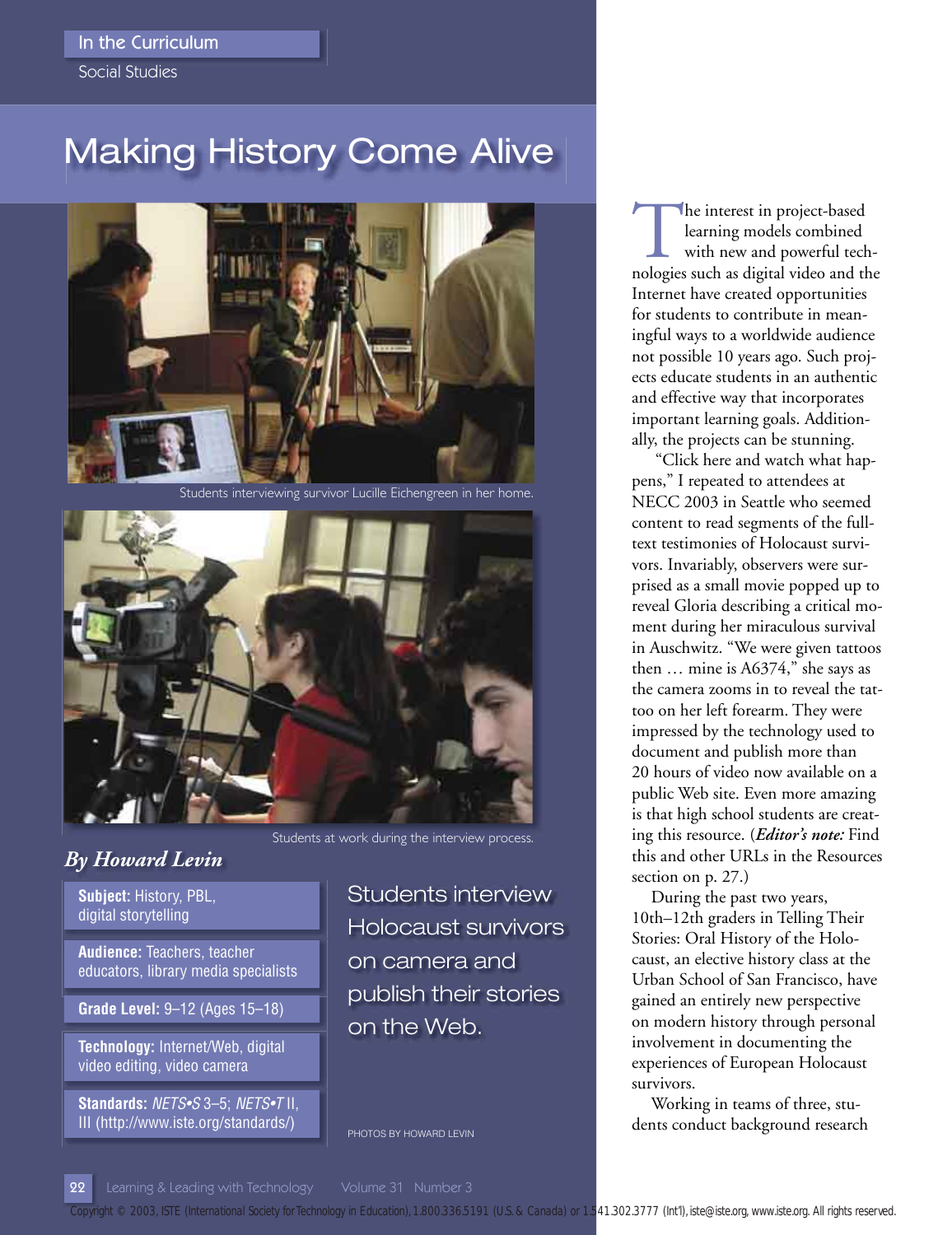In the Curriculum

Social Studies

# Making History Come Alive

Students interviewing survivor Lucille Eichengreen in her home.

Students at work during the interview process.

*By Howard Levin*

**Subject:** History, PBL, digital storytelling

**Audience:** Teachers, teacher educators, library media specialists

**Grade Level:** 9–12 (Ages 15–18)

**Technology:** Internet/Web, digital video editing, video camera

**Standards:** *NETS•S* 3–5; *NETS•T* II, III (http://www.iste.org/standards/)

Students interview Holocaust survivors on camera and publish their stories on the Web.

PHOTOS BY HOWARD LEVIN

The interest in project-based learning models combined with new and powerful technologies such as digital video and the Internet have created opportunities for students to contribute in meaningful ways to a worldwide audience not possible 10 years ago. Such projects educate students in an authentic and effective way that incorporates important learning goals. Additionally, the projects can be stunning.

"Click here and watch what happens," I repeated to attendees at NECC 2003 in Seattle who seemed content to read segments of the full-text testimonies of Holocaust survivors. Invariably, observers were surprised as a small movie popped up to reveal Gloria describing a critical moment during her miraculous survival in Auschwitz. "We were given tattoos then … mine is A6374," she says as the camera zooms in to reveal the tattoo on her left forearm. They were impressed by the technology used to document and publish more than 20 hours of video now available on a public Web site. Even more amazing is that high school students are creating this resource. (***Editor's note:*** Find this and other URLs in the Resources section on p. 27.)

During the past two years, 10th–12th graders in Telling Their Stories: Oral History of the Holocaust, an elective history class at the Urban School of San Francisco, have gained an entirely new perspective on modern history through personal involvement in documenting the experiences of European Holocaust survivors.

Working in teams of three, students conduct background research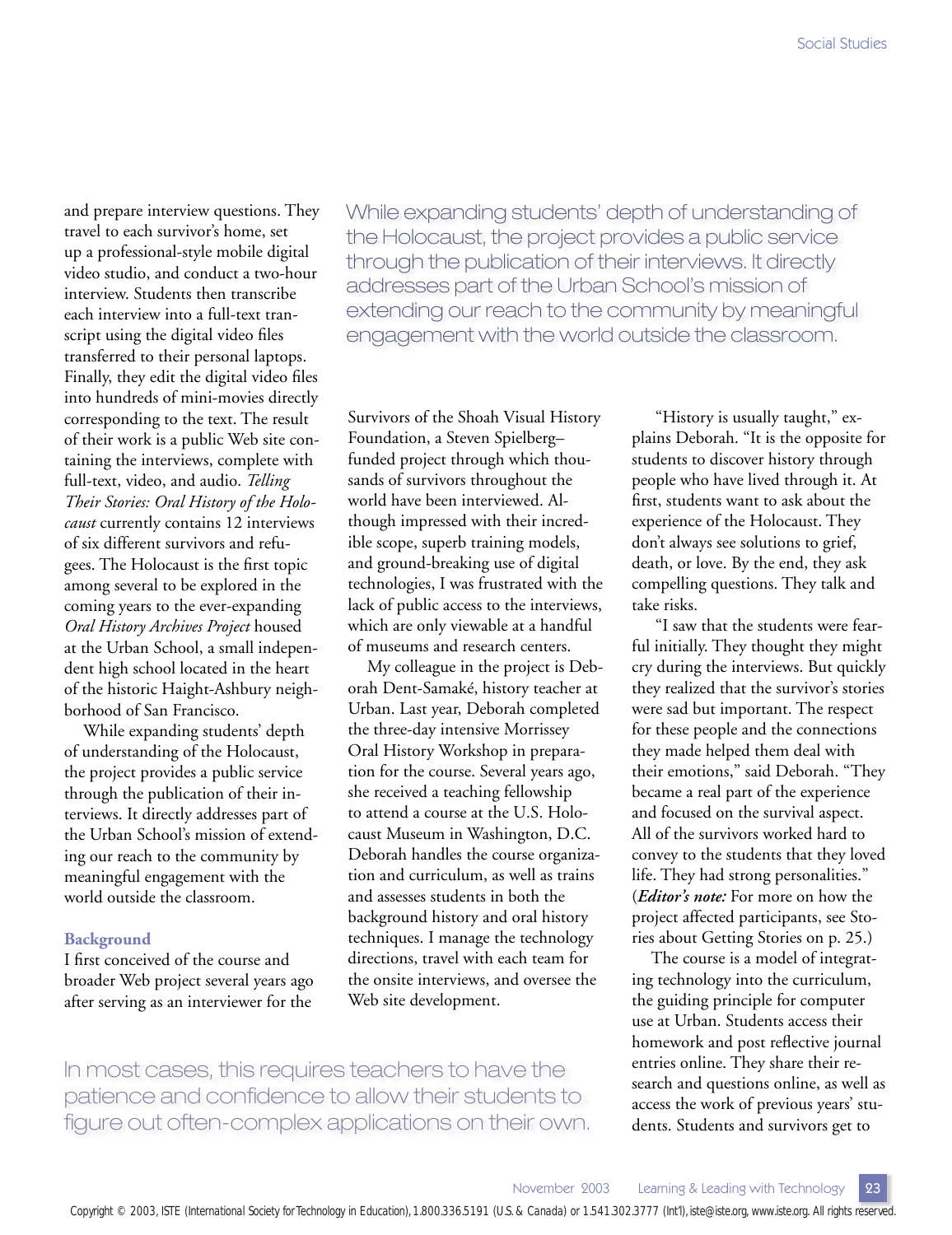and prepare interview questions. They travel to each survivor's home, set up a professional-style mobile digital video studio, and conduct a two-hour interview. Students then transcribe each interview into a full-text transcript using the digital video files transferred to their personal laptops. Finally, they edit the digital video files into hundreds of mini-movies directly corresponding to the text. The result of their work is a public Web site containing the interviews, complete with full-text, video, and audio. *Telling Their Stories: Oral History of the Holocaust* currently contains 12 interviews of six different survivors and refugees. The Holocaust is the first topic among several to be explored in the coming years to the ever-expanding *Oral History Archives Project* housed at the Urban School, a small independent high school located in the heart of the historic Haight-Ashbury neighborhood of San Francisco.

While expanding students' depth of understanding of the Holocaust, the project provides a public service through the publication of their interviews. It directly addresses part of the Urban School's mission of extending our reach to the community by meaningful engagement with the world outside the classroom.

> While expanding students' depth of understanding of the Holocaust, the project provides a public service through the publication of their interviews. It directly addresses part of the Urban School's mission of extending our reach to the community by meaningful engagement with the world outside the classroom.

### Background

I first conceived of the course and broader Web project several years ago after serving as an interviewer for the Survivors of the Shoah Visual History Foundation, a Steven Spielberg–funded project through which thousands of survivors throughout the world have been interviewed. Although impressed with their incredible scope, superb training models, and ground-breaking use of digital technologies, I was frustrated with the lack of public access to the interviews, which are only viewable at a handful of museums and research centers.

My colleague in the project is Deborah Dent-Samaké, history teacher at Urban. Last year, Deborah completed the three-day intensive Morrissey Oral History Workshop in preparation for the course. Several years ago, she received a teaching fellowship to attend a course at the U.S. Holocaust Museum in Washington, D.C. Deborah handles the course organization and curriculum, as well as trains and assesses students in both the background history and oral history techniques. I manage the technology directions, travel with each team for the onsite interviews, and oversee the Web site development.

> In most cases, this requires teachers to have the patience and confidence to allow their students to figure out often-complex applications on their own.

"History is usually taught," explains Deborah. "It is the opposite for students to discover history through people who have lived through it. At first, students want to ask about the experience of the Holocaust. They don't always see solutions to grief, death, or love. By the end, they ask compelling questions. They talk and take risks.

"I saw that the students were fearful initially. They thought they might cry during the interviews. But quickly they realized that the survivor's stories were sad but important. The respect for these people and the connections they made helped them deal with their emotions," said Deborah. "They became a real part of the experience and focused on the survival aspect. All of the survivors worked hard to convey to the students that they loved life. They had strong personalities." (***Editor's note:*** For more on how the project affected participants, see Stories about Getting Stories on p. 25.)

The course is a model of integrating technology into the curriculum, the guiding principle for computer use at Urban. Students access their homework and post reflective journal entries online. They share their research and questions online, as well as access the work of previous years' students. Students and survivors get to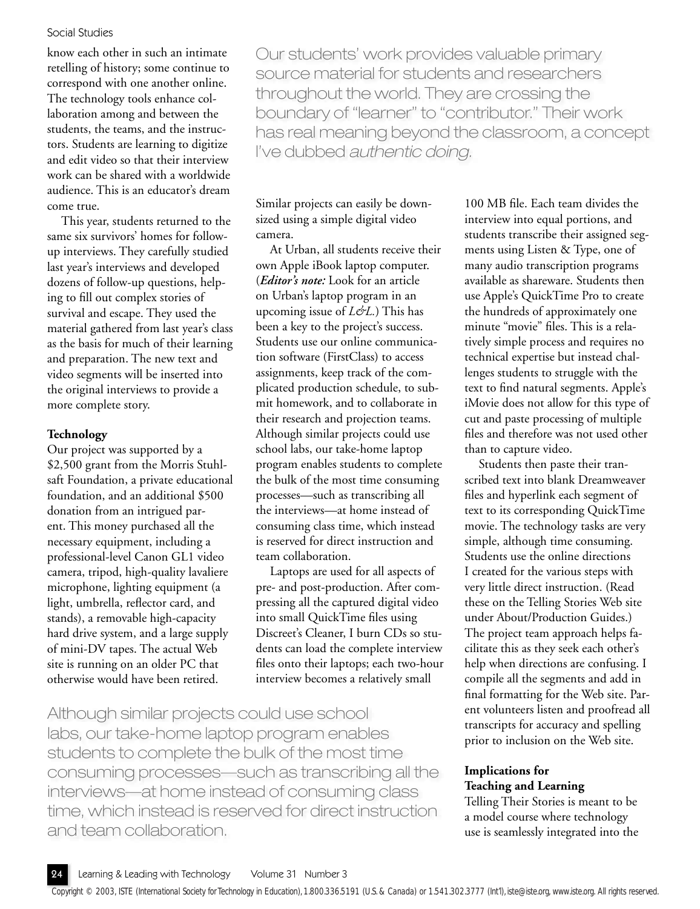know each other in such an intimate retelling of history; some continue to correspond with one another online. The technology tools enhance collaboration among and between the students, the teams, and the instructors. Students are learning to digitize and edit video so that their interview work can be shared with a worldwide audience. This is an educator's dream come true.

This year, students returned to the same six survivors' homes for follow-up interviews. They carefully studied last year's interviews and developed dozens of follow-up questions, helping to fill out complex stories of survival and escape. They used the material gathered from last year's class as the basis for much of their learning and preparation. The new text and video segments will be inserted into the original interviews to provide a more complete story.

> Our students' work provides valuable primary source material for students and researchers throughout the world. They are crossing the boundary of "learner" to "contributor." Their work has real meaning beyond the classroom, a concept I've dubbed *authentic doing.*

**Technology**

Our project was supported by a $2,500 grant from the Morris Stuhlsaft Foundation, a private educational foundation, and an additional $500 donation from an intrigued parent. This money purchased all the necessary equipment, including a professional-level Canon GL1 video camera, tripod, high-quality lavaliere microphone, lighting equipment (a light, umbrella, reflector card, and stands), a removable high-capacity hard drive system, and a large supply of mini-DV tapes. The actual Web site is running on an older PC that otherwise would have been retired. Similar projects can easily be downsized using a simple digital video camera.

At Urban, all students receive their own Apple iBook laptop computer. (***Editor's note:*** Look for an article on Urban's laptop program in an upcoming issue of *L&L.*) This has been a key to the project's success. Students use our online communication software (FirstClass) to access assignments, keep track of the complicated production schedule, to submit homework, and to collaborate in their research and projection teams. Although similar projects could use school labs, our take-home laptop program enables students to complete the bulk of the most time consuming processes—such as transcribing all the interviews—at home instead of consuming class time, which instead is reserved for direct instruction and team collaboration.

Laptops are used for all aspects of pre- and post-production. After compressing all the captured digital video into small QuickTime files using Discreet's Cleaner, I burn CDs so students can load the complete interview files onto their laptops; each two-hour interview becomes a relatively small 100 MB file. Each team divides the interview into equal portions, and students transcribe their assigned segments using Listen & Type, one of many audio transcription programs available as shareware. Students then use Apple's QuickTime Pro to create the hundreds of approximately one minute "movie" files. This is a relatively simple process and requires no technical expertise but instead challenges students to struggle with the text to find natural segments. Apple's iMovie does not allow for this type of cut and paste processing of multiple files and therefore was not used other than to capture video.

> Although similar projects could use school labs, our take-home laptop program enables students to complete the bulk of the most time consuming processes—such as transcribing all the interviews—at home instead of consuming class time, which instead is reserved for direct instruction and team collaboration.

Students then paste their transcribed text into blank Dreamweaver files and hyperlink each segment of text to its corresponding QuickTime movie. The technology tasks are very simple, although time consuming. Students use the online directions I created for the various steps with very little direct instruction. (Read these on the Telling Stories Web site under About/Production Guides.) The project team approach helps facilitate this as they seek each other's help when directions are confusing. I compile all the segments and add in final formatting for the Web site. Parent volunteers listen and proofread all transcripts for accuracy and spelling prior to inclusion on the Web site.

**Implications for Teaching and Learning**

Telling Their Stories is meant to be a model course where technology use is seamlessly integrated into the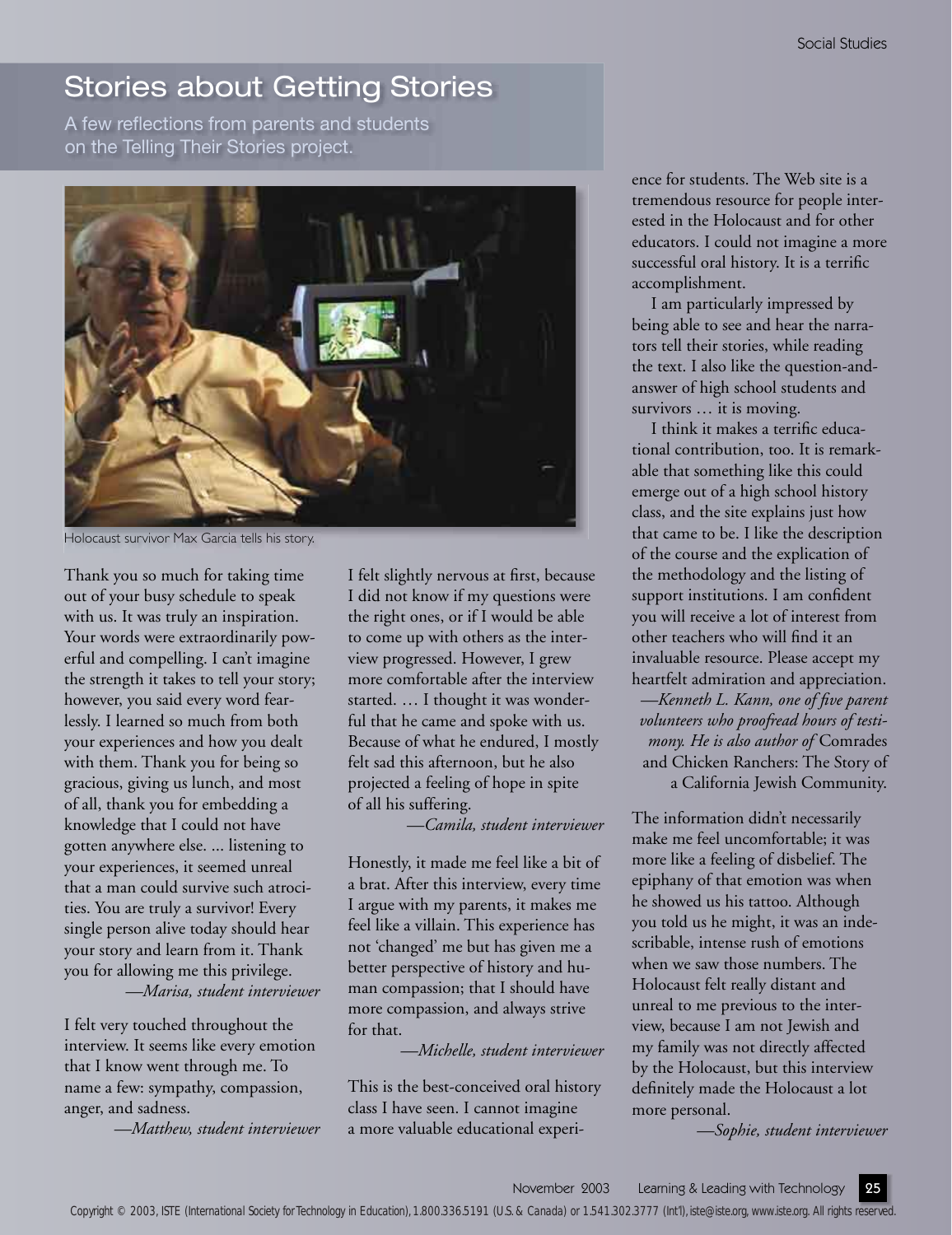## Stories about Getting Stories

A few reflections from parents and students on the Telling Their Stories project.

Holocaust survivor Max Garcia tells his story.

Thank you so much for taking time out of your busy schedule to speak with us. It was truly an inspiration. Your words were extraordinarily powerful and compelling. I can't imagine the strength it takes to tell your story; however, you said every word fearlessly. I learned so much from both your experiences and how you dealt with them. Thank you for being so gracious, giving us lunch, and most of all, thank you for embedding a knowledge that I could not have gotten anywhere else. ... listening to your experiences, it seemed unreal that a man could survive such atrocities. You are truly a survivor! Every single person alive today should hear your story and learn from it. Thank you for allowing me this privilege.

*—Marisa, student interviewer*

I felt very touched throughout the interview. It seems like every emotion that I know went through me. To name a few: sympathy, compassion, anger, and sadness.

*—Matthew, student interviewer*

I felt slightly nervous at first, because I did not know if my questions were the right ones, or if I would be able to come up with others as the interview progressed. However, I grew more comfortable after the interview started. … I thought it was wonderful that he came and spoke with us. Because of what he endured, I mostly felt sad this afternoon, but he also projected a feeling of hope in spite of all his suffering.

*—Camila, student interviewer*

Honestly, it made me feel like a bit of a brat. After this interview, every time I argue with my parents, it makes me feel like a villain. This experience has not 'changed' me but has given me a better perspective of history and human compassion; that I should have more compassion, and always strive for that.

*—Michelle, student interviewer*

This is the best-conceived oral history class I have seen. I cannot imagine a more valuable educational experience for students. The Web site is a tremendous resource for people interested in the Holocaust and for other educators. I could not imagine a more successful oral history. It is a terrific accomplishment.

I am particularly impressed by being able to see and hear the narrators tell their stories, while reading the text. I also like the question-and-answer of high school students and survivors … it is moving.

I think it makes a terrific educational contribution, too. It is remarkable that something like this could emerge out of a high school history class, and the site explains just how that came to be. I like the description of the course and the explication of the methodology and the listing of support institutions. I am confident you will receive a lot of interest from other teachers who will find it an invaluable resource. Please accept my heartfelt admiration and appreciation.

*—Kenneth L. Kann, one of five parent volunteers who proofread hours of testimony. He is also author of* Comrades and Chicken Ranchers: The Story of a California Jewish Community.

The information didn't necessarily make me feel uncomfortable; it was more like a feeling of disbelief. The epiphany of that emotion was when he showed us his tattoo. Although you told us he might, it was an indescribable, intense rush of emotions when we saw those numbers. The Holocaust felt really distant and unreal to me previous to the interview, because I am not Jewish and my family was not directly affected by the Holocaust, but this interview definitely made the Holocaust a lot more personal.

*—Sophie, student interviewer*

Copyright © 2003, ISTE (International Society for Technology in Education), 1.800.336.5191 (U.S. & Canada) or 1.541.302.3777 (Int'l), iste@iste.org, www.iste.org. All rights reserved.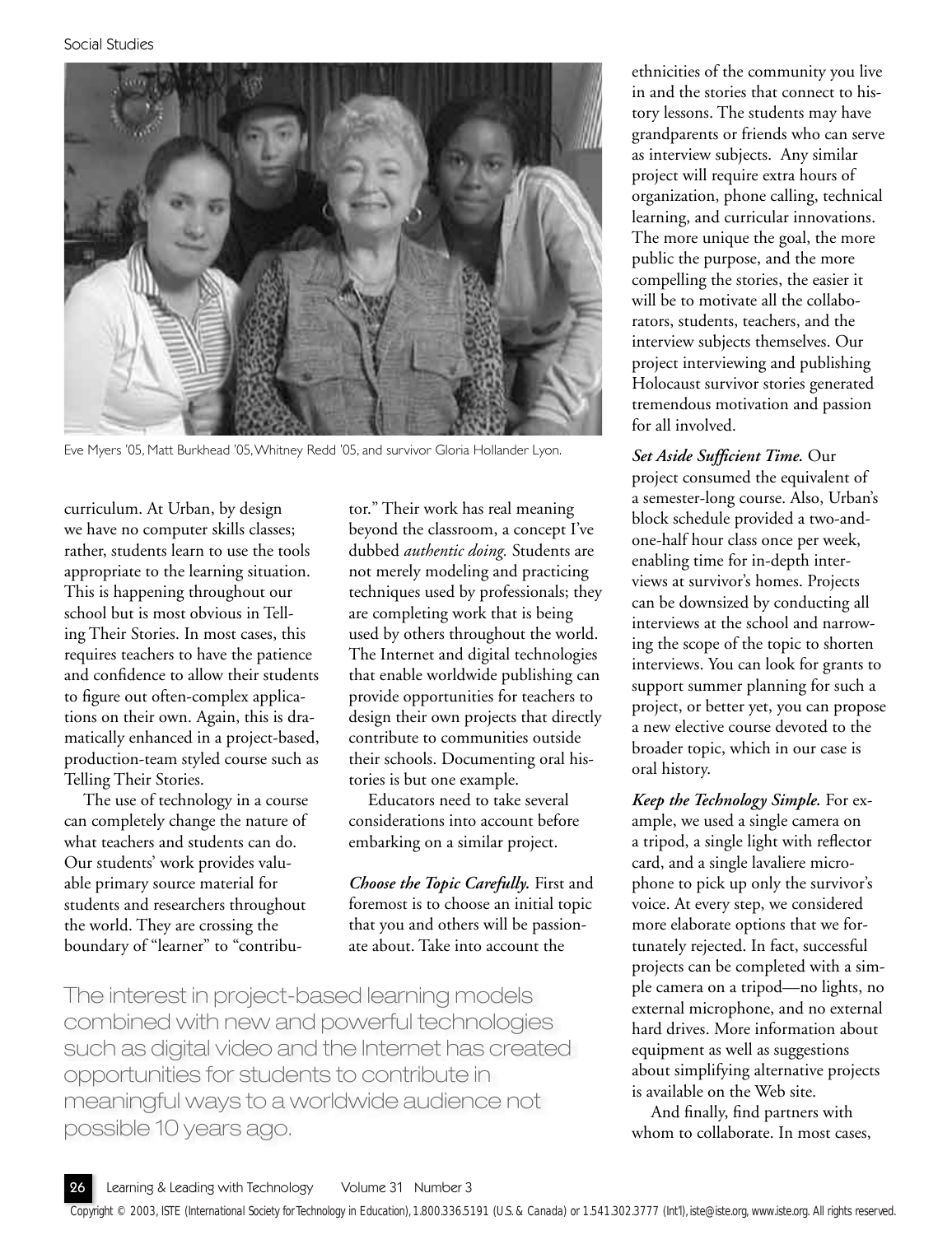Eve Myers '05, Matt Burkhead '05, Whitney Redd '05, and survivor Gloria Hollander Lyon.

curriculum. At Urban, by design we have no computer skills classes; rather, students learn to use the tools appropriate to the learning situation. This is happening throughout our school but is most obvious in Telling Their Stories. In most cases, this requires teachers to have the patience and confidence to allow their students to figure out often-complex applications on their own. Again, this is dramatically enhanced in a project-based, production-team styled course such as Telling Their Stories.

The use of technology in a course can completely change the nature of what teachers and students can do. Our students' work provides valuable primary source material for students and researchers throughout the world. They are crossing the boundary of "learner" to "contributor." Their work has real meaning beyond the classroom, a concept I've dubbed *authentic doing.* Students are not merely modeling and practicing techniques used by professionals; they are completing work that is being used by others throughout the world. The Internet and digital technologies that enable worldwide publishing can provide opportunities for teachers to design their own projects that directly contribute to communities outside their schools. Documenting oral histories is but one example.

Educators need to take several considerations into account before embarking on a similar project.

***Choose the Topic Carefully.*** First and foremost is to choose an initial topic that you and others will be passionate about. Take into account the ethnicities of the community you live in and the stories that connect to history lessons. The students may have grandparents or friends who can serve as interview subjects. Any similar project will require extra hours of organization, phone calling, technical learning, and curricular innovations. The more unique the goal, the more public the purpose, and the more compelling the stories, the easier it will be to motivate all the collaborators, students, teachers, and the interview subjects themselves. Our project interviewing and publishing Holocaust survivor stories generated tremendous motivation and passion for all involved.

***Set Aside Sufficient Time.*** Our project consumed the equivalent of a semester-long course. Also, Urban's block schedule provided a two-and-one-half hour class once per week, enabling time for in-depth interviews at survivor's homes. Projects can be downsized by conducting all interviews at the school and narrowing the scope of the topic to shorten interviews. You can look for grants to support summer planning for such a project, or better yet, you can propose a new elective course devoted to the broader topic, which in our case is oral history.

***Keep the Technology Simple.*** For example, we used a single camera on a tripod, a single light with reflector card, and a single lavaliere microphone to pick up only the survivor's voice. At every step, we considered more elaborate options that we fortunately rejected. In fact, successful projects can be completed with a simple camera on a tripod—no lights, no external microphone, and no external hard drives. More information about equipment as well as suggestions about simplifying alternative projects is available on the Web site.

And finally, find partners with whom to collaborate. In most cases,

> The interest in project-based learning models combined with new and powerful technologies such as digital video and the Internet has created opportunities for students to contribute in meaningful ways to a worldwide audience not possible 10 years ago.

Copyright © 2003, ISTE (International Society for Technology in Education), 1.800.336.5191 (U.S. & Canada) or 1.541.302.3777 (Int'l), iste@iste.org, www.iste.org. All rights reserved.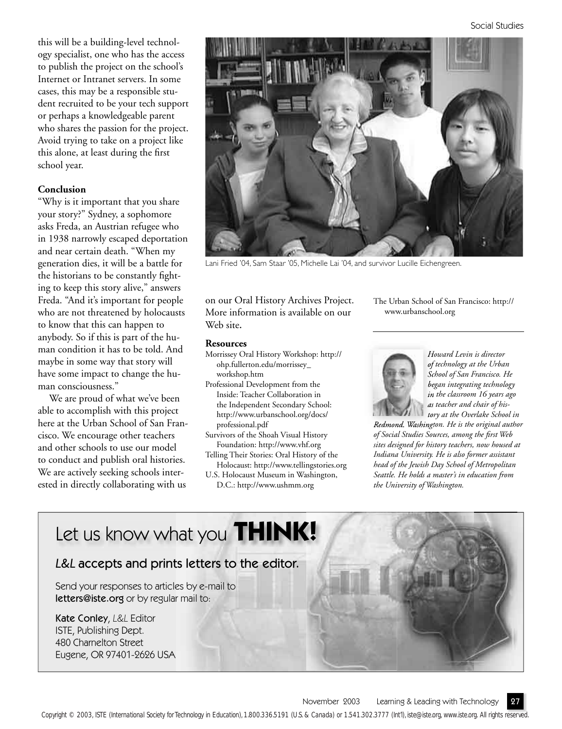this will be a building-level technology specialist, one who has the access to publish the project on the school's Internet or Intranet servers. In some cases, this may be a responsible student recruited to be your tech support or perhaps a knowledgeable parent who shares the passion for the project. Avoid trying to take on a project like this alone, at least during the first school year.

**Conclusion**

"Why is it important that you share your story?" Sydney, a sophomore asks Freda, an Austrian refugee who in 1938 narrowly escaped deportation and near certain death. "When my generation dies, it will be a battle for the historians to be constantly fighting to keep this story alive," answers Freda. "And it's important for people who are not threatened by holocausts to know that this can happen to anybody. So if this is part of the human condition it has to be told. And maybe in some way that story will have some impact to change the human consciousness."

We are proud of what we've been able to accomplish with this project here at the Urban School of San Francisco. We encourage other teachers and other schools to use our model to conduct and publish oral histories. We are actively seeking schools interested in directly collaborating with us on our Oral History Archives Project. More information is available on our Web site.

Lani Fried '04, Sam Staar '05, Michelle Lai '04, and survivor Lucille Eichengreen.

**Resources**

Morrissey Oral History Workshop: http://ohp.fullerton.edu/morrissey_workshop.htm

Professional Development from the Inside: Teacher Collaboration in the Independent Secondary School: http://www.urbanschool.org/docs/professional.pdf

Survivors of the Shoah Visual History Foundation: http://www.vhf.org

Telling Their Stories: Oral History of the Holocaust: http://www.tellingstories.org

U.S. Holocaust Museum in Washington, D.C.: http://www.ushmm.org

The Urban School of San Francisco: http://www.urbanschool.org

---

*Howard Levin is director of technology at the Urban School of San Francisco. He began integrating technology in the classroom 16 years ago as teacher and chair of history at the Overlake School in Redmond, Washington. He is the original author of Social Studies Sources, among the first Web sites designed for history teachers, now housed at Indiana University. He is also former assistant head of the Jewish Day School of Metropolitan Seattle. He holds a master's in education from the University of Washington.*

---

## Let us know what you **THINK!**

*L&L* accepts and prints letters to the editor.

Send your responses to articles by e-mail to **letters@iste.org** or by regular mail to:

**Kate Conley**, *L&L* Editor
ISTE, Publishing Dept.
480 Charnelton Street
Eugene, OR 97401-2626 USA

Copyright © 2003, ISTE (International Society for Technology in Education), 1.800.336.5191 (U.S. & Canada) or 1.541.302.3777 (Int'l), iste@iste.org, www.iste.org. All rights reserved.